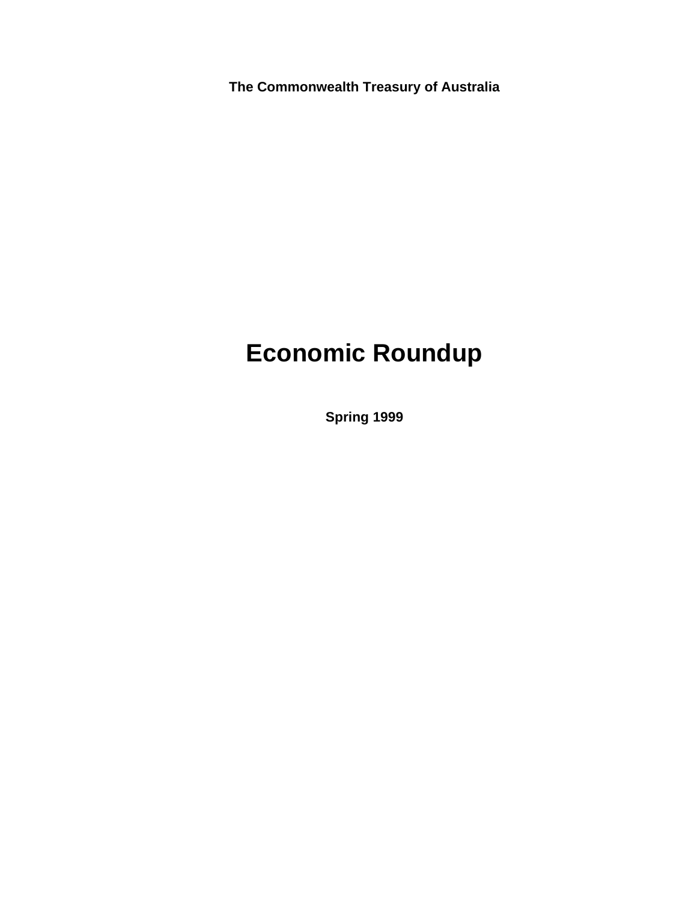**The Commonwealth Treasury of Australia**

# Economic Roundup

**Spring 1999**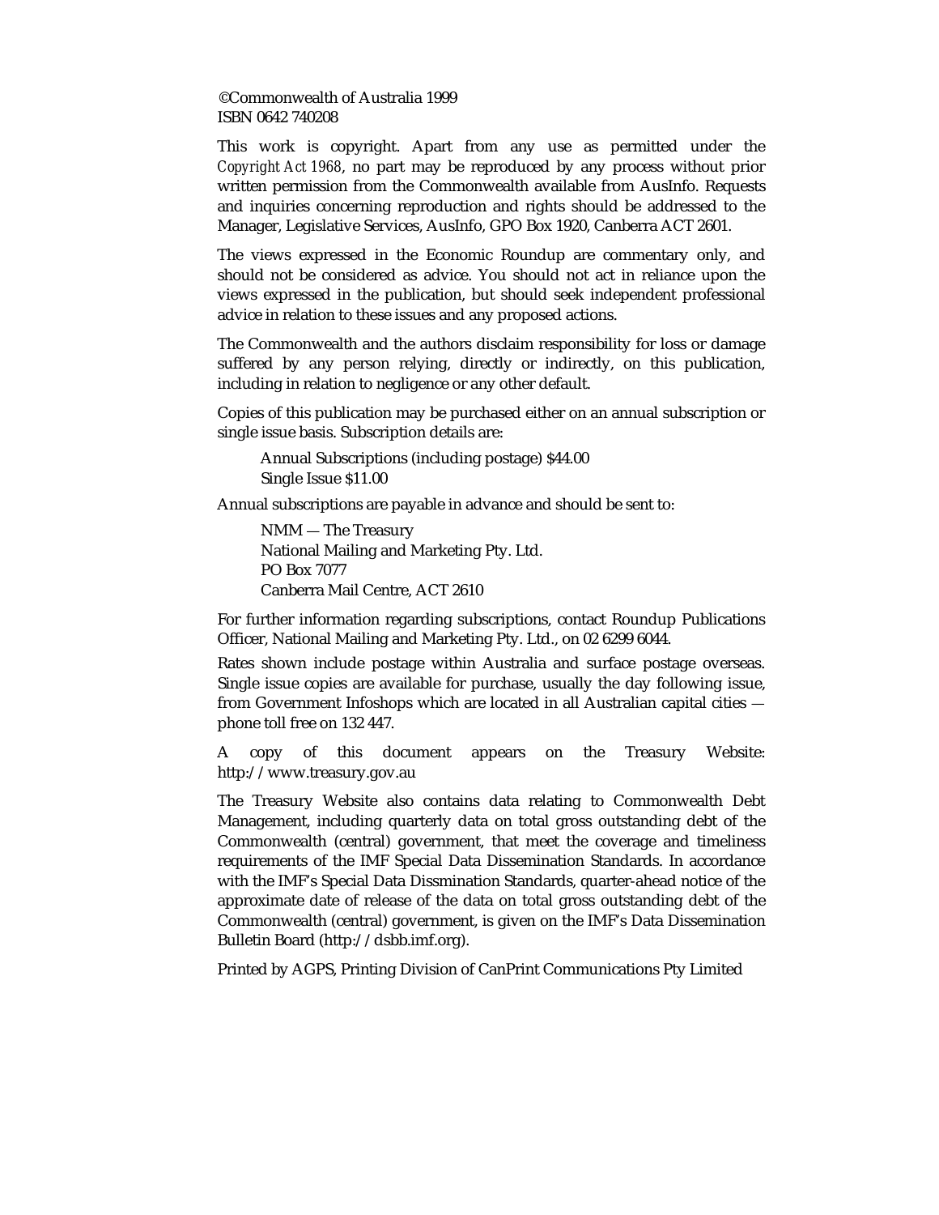©Commonwealth of Australia 1999
ISBN 0642 740208

This work is copyright. Apart from any use as permitted under the *Copyright Act 1968*, no part may be reproduced by any process without prior written permission from the Commonwealth available from AusInfo. Requests and inquiries concerning reproduction and rights should be addressed to the Manager, Legislative Services, AusInfo, GPO Box 1920, Canberra ACT 2601.

The views expressed in the Economic Roundup are commentary only, and should not be considered as advice. You should not act in reliance upon the views expressed in the publication, but should seek independent professional advice in relation to these issues and any proposed actions.

The Commonwealth and the authors disclaim responsibility for loss or damage suffered by any person relying, directly or indirectly, on this publication, including in relation to negligence or any other default.

Copies of this publication may be purchased either on an annual subscription or single issue basis. Subscription details are:

Annual Subscriptions (including postage) $44.00
Single Issue $11.00

Annual subscriptions are payable in advance and should be sent to:

NMM — The Treasury
National Mailing and Marketing Pty. Ltd.
PO Box 7077
Canberra Mail Centre, ACT 2610

For further information regarding subscriptions, contact Roundup Publications Officer, National Mailing and Marketing Pty. Ltd., on 02 6299 6044.

Rates shown include postage within Australia and surface postage overseas. Single issue copies are available for purchase, usually the day following issue, from Government Infoshops which are located in all Australian capital cities — phone toll free on 132 447.

A copy of this document appears on the Treasury Website: http://www.treasury.gov.au

The Treasury Website also contains data relating to Commonwealth Debt Management, including quarterly data on total gross outstanding debt of the Commonwealth (central) government, that meet the coverage and timeliness requirements of the IMF Special Data Dissemination Standards. In accordance with the IMF's Special Data Dissmination Standards, quarter-ahead notice of the approximate date of release of the data on total gross outstanding debt of the Commonwealth (central) government, is given on the IMF's Data Dissemination Bulletin Board (http://dsbb.imf.org).

Printed by AGPS, Printing Division of CanPrint Communications Pty Limited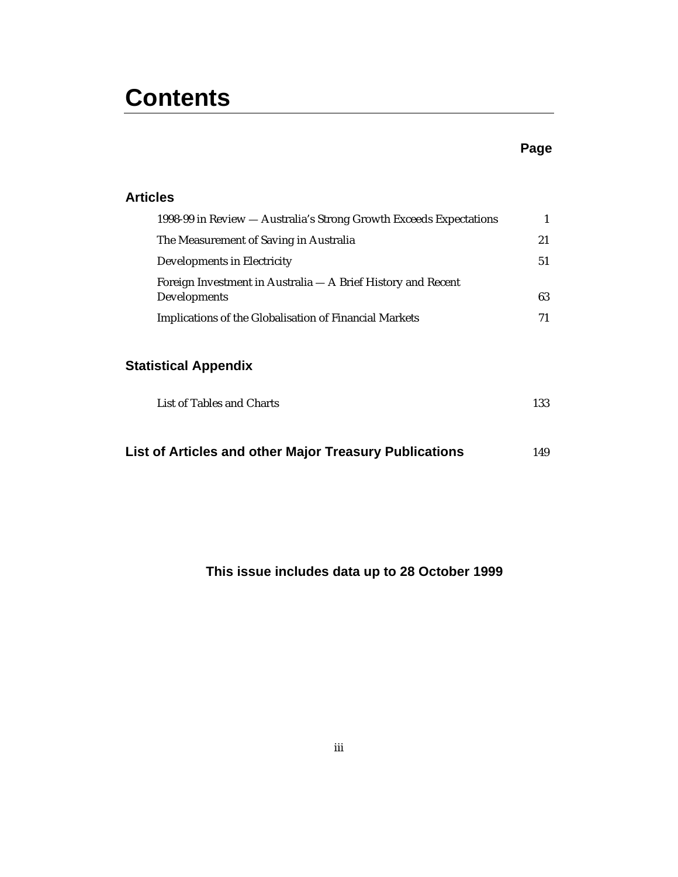# Contents

**Page**

## Articles

| | |
|---|---|
| 1998-99 in Review — Australia's Strong Growth Exceeds Expectations | 1 |
| The Measurement of Saving in Australia | 21 |
| Developments in Electricity | 51 |
| Foreign Investment in Australia — A Brief History and Recent Developments | 63 |
| Implications of the Globalisation of Financial Markets | 71 |

## Statistical Appendix

| | |
|---|---|
| List of Tables and Charts | 133 |

## List of Articles and other Major Treasury Publications 149

**This issue includes data up to 28 October 1999**